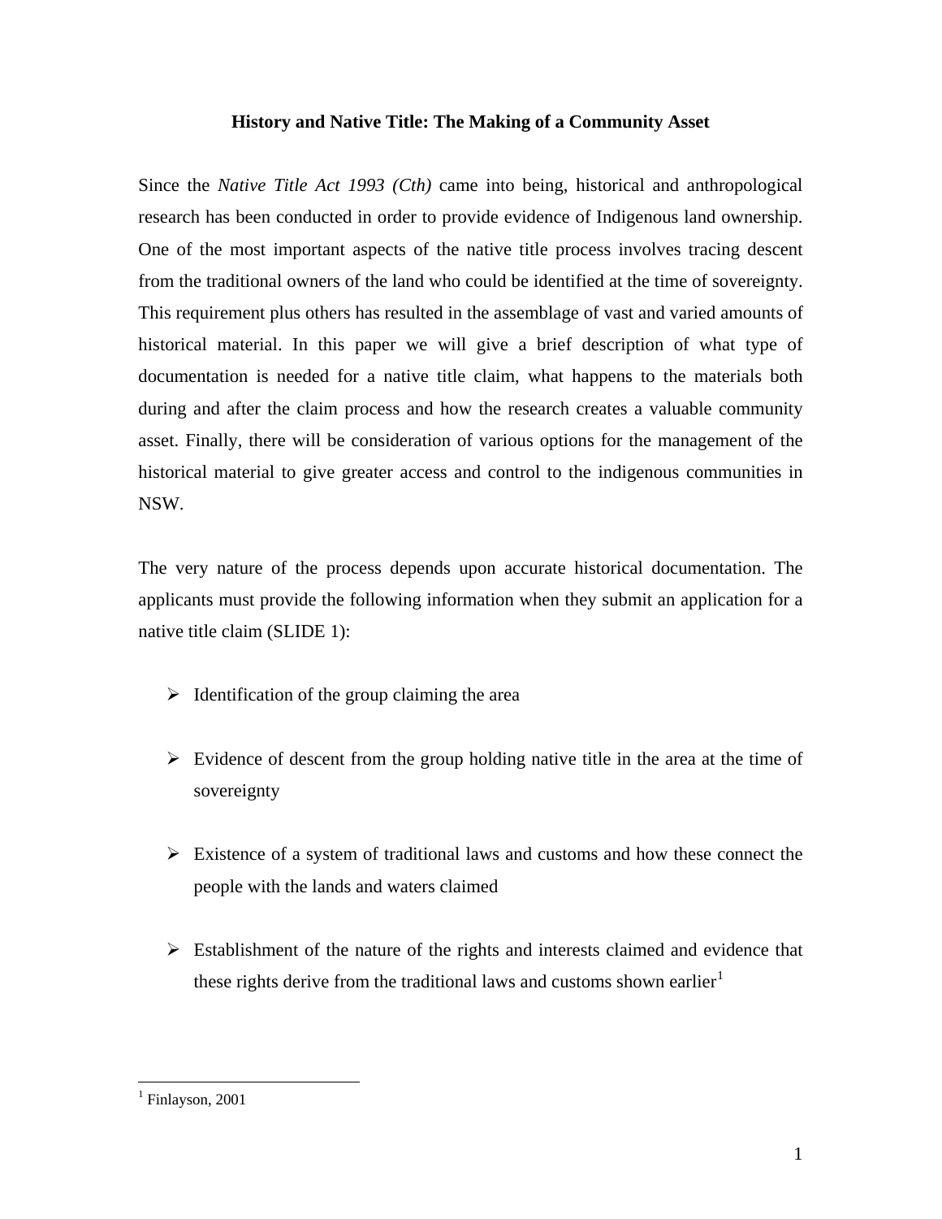# History and Native Title: The Making of a Community Asset

Since the *Native Title Act 1993 (Cth)* came into being, historical and anthropological research has been conducted in order to provide evidence of Indigenous land ownership. One of the most important aspects of the native title process involves tracing descent from the traditional owners of the land who could be identified at the time of sovereignty. This requirement plus others has resulted in the assemblage of vast and varied amounts of historical material. In this paper we will give a brief description of what type of documentation is needed for a native title claim, what happens to the materials both during and after the claim process and how the research creates a valuable community asset. Finally, there will be consideration of various options for the management of the historical material to give greater access and control to the indigenous communities in NSW.

The very nature of the process depends upon accurate historical documentation. The applicants must provide the following information when they submit an application for a native title claim (SLIDE 1):

- Identification of the group claiming the area
- Evidence of descent from the group holding native title in the area at the time of sovereignty
- Existence of a system of traditional laws and customs and how these connect the people with the lands and waters claimed
- Establishment of the nature of the rights and interests claimed and evidence that these rights derive from the traditional laws and customs shown earlier[1]

---

[1] Finlayson, 2001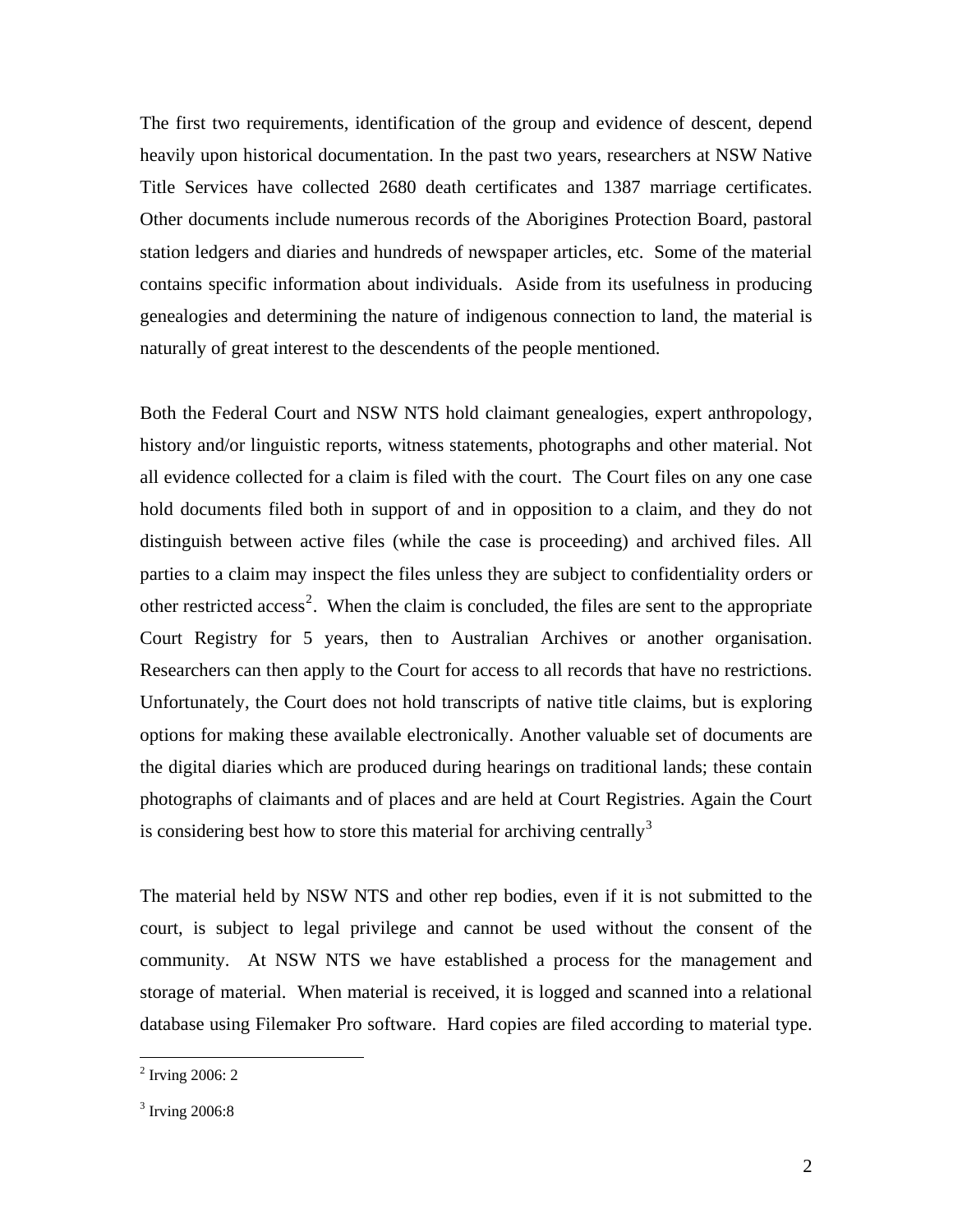The first two requirements, identification of the group and evidence of descent, depend heavily upon historical documentation. In the past two years, researchers at NSW Native Title Services have collected 2680 death certificates and 1387 marriage certificates. Other documents include numerous records of the Aborigines Protection Board, pastoral station ledgers and diaries and hundreds of newspaper articles, etc. Some of the material contains specific information about individuals. Aside from its usefulness in producing genealogies and determining the nature of indigenous connection to land, the material is naturally of great interest to the descendents of the people mentioned.

Both the Federal Court and NSW NTS hold claimant genealogies, expert anthropology, history and/or linguistic reports, witness statements, photographs and other material. Not all evidence collected for a claim is filed with the court. The Court files on any one case hold documents filed both in support of and in opposition to a claim, and they do not distinguish between active files (while the case is proceeding) and archived files. All parties to a claim may inspect the files unless they are subject to confidentiality orders or other restricted access[2]. When the claim is concluded, the files are sent to the appropriate Court Registry for 5 years, then to Australian Archives or another organisation. Researchers can then apply to the Court for access to all records that have no restrictions. Unfortunately, the Court does not hold transcripts of native title claims, but is exploring options for making these available electronically. Another valuable set of documents are the digital diaries which are produced during hearings on traditional lands; these contain photographs of claimants and of places and are held at Court Registries. Again the Court is considering best how to store this material for archiving centrally[3]

The material held by NSW NTS and other rep bodies, even if it is not submitted to the court, is subject to legal privilege and cannot be used without the consent of the community. At NSW NTS we have established a process for the management and storage of material. When material is received, it is logged and scanned into a relational database using Filemaker Pro software. Hard copies are filed according to material type.

---

[2] Irving 2006: 2

[3] Irving 2006:8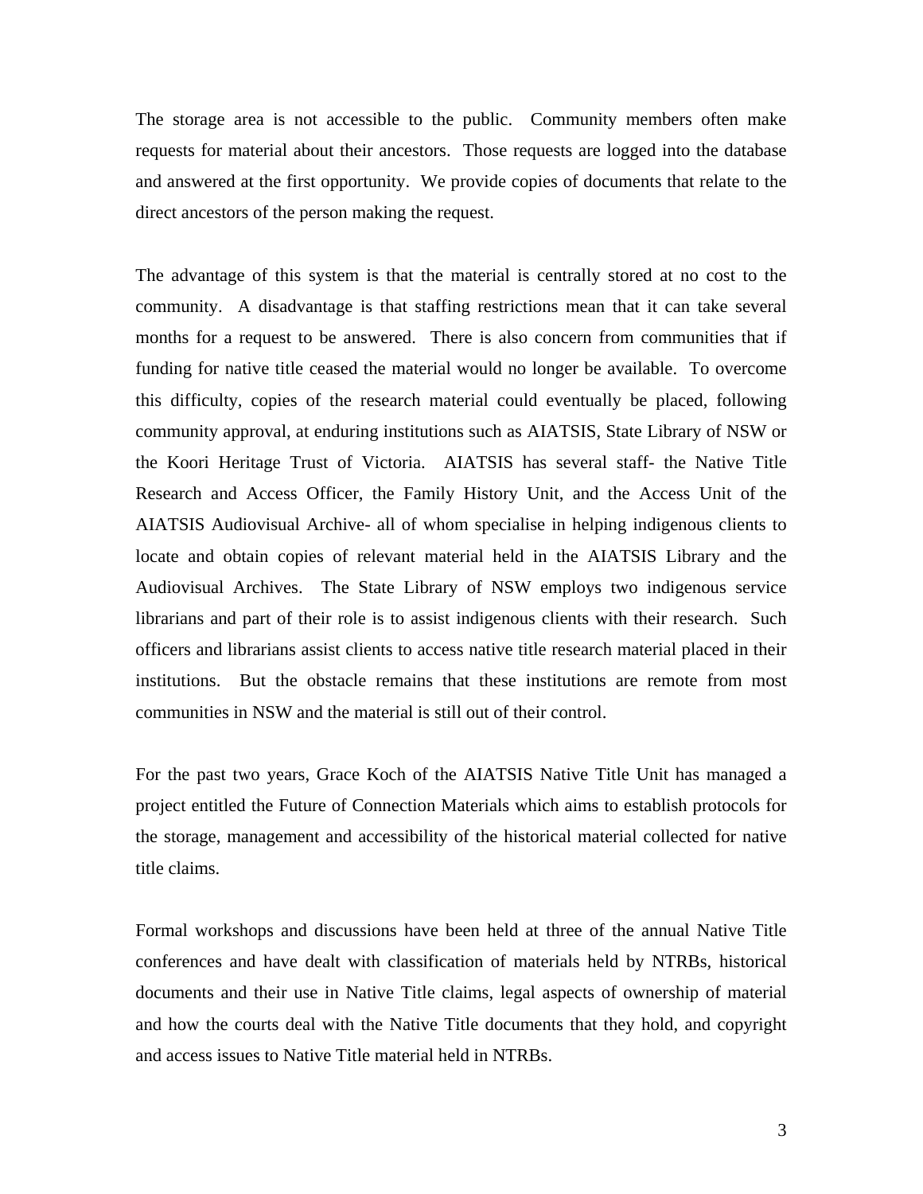The storage area is not accessible to the public. Community members often make requests for material about their ancestors. Those requests are logged into the database and answered at the first opportunity. We provide copies of documents that relate to the direct ancestors of the person making the request.

The advantage of this system is that the material is centrally stored at no cost to the community. A disadvantage is that staffing restrictions mean that it can take several months for a request to be answered. There is also concern from communities that if funding for native title ceased the material would no longer be available. To overcome this difficulty, copies of the research material could eventually be placed, following community approval, at enduring institutions such as AIATSIS, State Library of NSW or the Koori Heritage Trust of Victoria. AIATSIS has several staff- the Native Title Research and Access Officer, the Family History Unit, and the Access Unit of the AIATSIS Audiovisual Archive- all of whom specialise in helping indigenous clients to locate and obtain copies of relevant material held in the AIATSIS Library and the Audiovisual Archives. The State Library of NSW employs two indigenous service librarians and part of their role is to assist indigenous clients with their research. Such officers and librarians assist clients to access native title research material placed in their institutions. But the obstacle remains that these institutions are remote from most communities in NSW and the material is still out of their control.

For the past two years, Grace Koch of the AIATSIS Native Title Unit has managed a project entitled the Future of Connection Materials which aims to establish protocols for the storage, management and accessibility of the historical material collected for native title claims.

Formal workshops and discussions have been held at three of the annual Native Title conferences and have dealt with classification of materials held by NTRBs, historical documents and their use in Native Title claims, legal aspects of ownership of material and how the courts deal with the Native Title documents that they hold, and copyright and access issues to Native Title material held in NTRBs.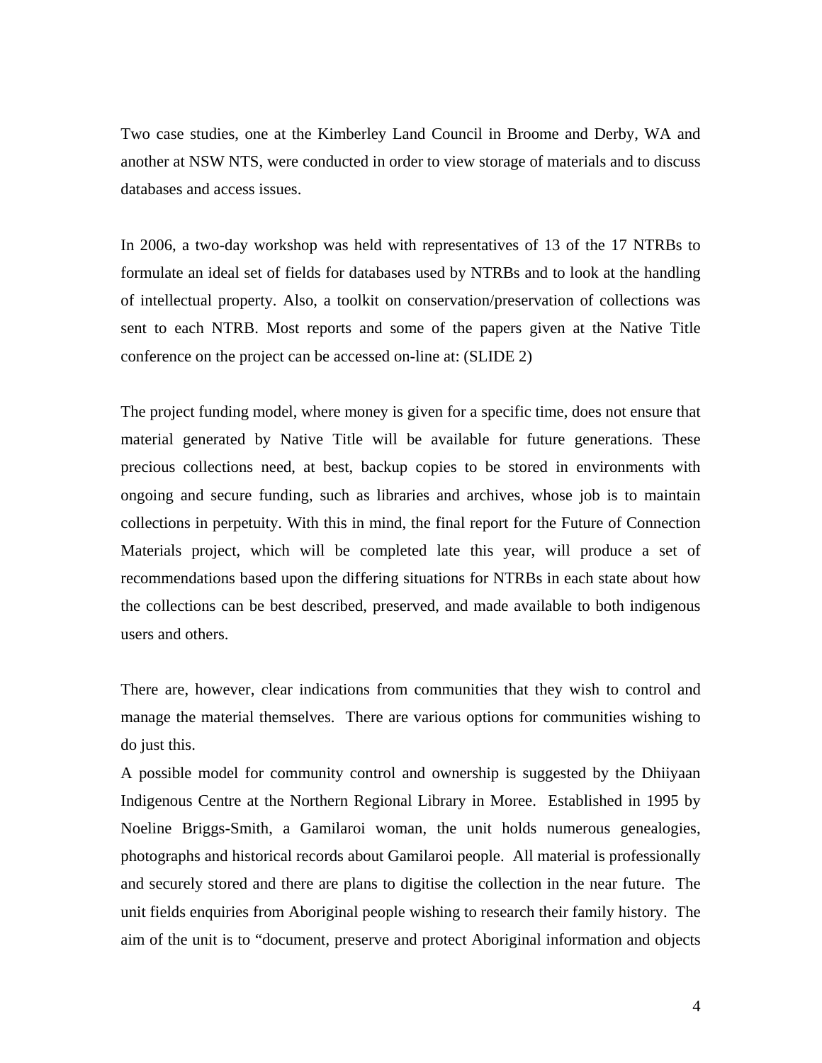Two case studies, one at the Kimberley Land Council in Broome and Derby, WA and another at NSW NTS, were conducted in order to view storage of materials and to discuss databases and access issues.

In 2006, a two-day workshop was held with representatives of 13 of the 17 NTRBs to formulate an ideal set of fields for databases used by NTRBs and to look at the handling of intellectual property. Also, a toolkit on conservation/preservation of collections was sent to each NTRB. Most reports and some of the papers given at the Native Title conference on the project can be accessed on-line at: (SLIDE 2)

The project funding model, where money is given for a specific time, does not ensure that material generated by Native Title will be available for future generations. These precious collections need, at best, backup copies to be stored in environments with ongoing and secure funding, such as libraries and archives, whose job is to maintain collections in perpetuity. With this in mind, the final report for the Future of Connection Materials project, which will be completed late this year, will produce a set of recommendations based upon the differing situations for NTRBs in each state about how the collections can be best described, preserved, and made available to both indigenous users and others.

There are, however, clear indications from communities that they wish to control and manage the material themselves. There are various options for communities wishing to do just this.

A possible model for community control and ownership is suggested by the Dhiiyaan Indigenous Centre at the Northern Regional Library in Moree. Established in 1995 by Noeline Briggs-Smith, a Gamilaroi woman, the unit holds numerous genealogies, photographs and historical records about Gamilaroi people. All material is professionally and securely stored and there are plans to digitise the collection in the near future. The unit fields enquiries from Aboriginal people wishing to research their family history. The aim of the unit is to "document, preserve and protect Aboriginal information and objects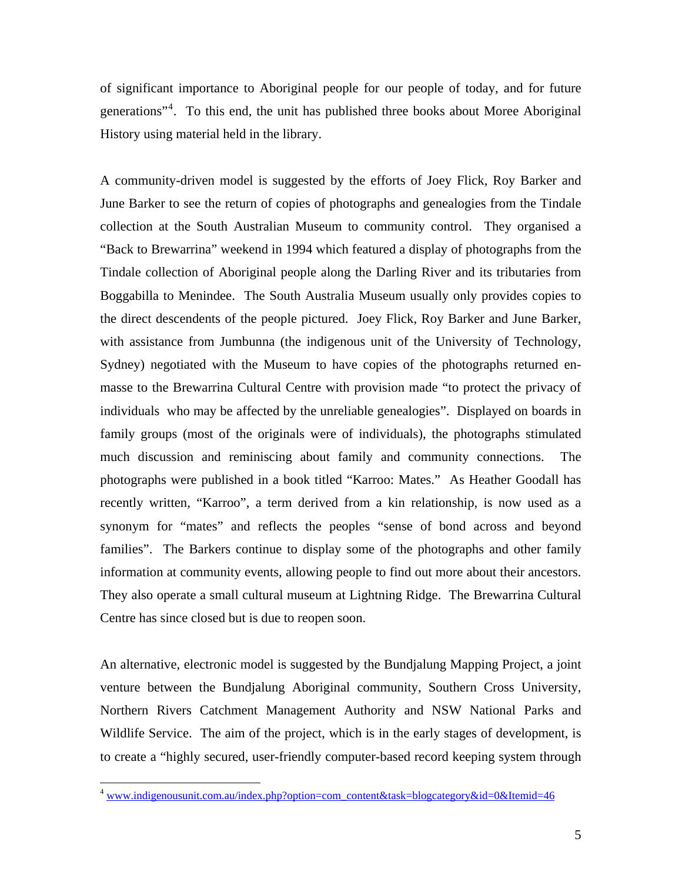of significant importance to Aboriginal people for our people of today, and for future generations"[4]. To this end, the unit has published three books about Moree Aboriginal History using material held in the library.

A community-driven model is suggested by the efforts of Joey Flick, Roy Barker and June Barker to see the return of copies of photographs and genealogies from the Tindale collection at the South Australian Museum to community control. They organised a "Back to Brewarrina" weekend in 1994 which featured a display of photographs from the Tindale collection of Aboriginal people along the Darling River and its tributaries from Boggabilla to Menindee. The South Australia Museum usually only provides copies to the direct descendents of the people pictured. Joey Flick, Roy Barker and June Barker, with assistance from Jumbunna (the indigenous unit of the University of Technology, Sydney) negotiated with the Museum to have copies of the photographs returned en-masse to the Brewarrina Cultural Centre with provision made "to protect the privacy of individuals who may be affected by the unreliable genealogies". Displayed on boards in family groups (most of the originals were of individuals), the photographs stimulated much discussion and reminiscing about family and community connections. The photographs were published in a book titled "Karroo: Mates." As Heather Goodall has recently written, "Karroo", a term derived from a kin relationship, is now used as a synonym for "mates" and reflects the peoples "sense of bond across and beyond families". The Barkers continue to display some of the photographs and other family information at community events, allowing people to find out more about their ancestors. They also operate a small cultural museum at Lightning Ridge. The Brewarrina Cultural Centre has since closed but is due to reopen soon.

An alternative, electronic model is suggested by the Bundjalung Mapping Project, a joint venture between the Bundjalung Aboriginal community, Southern Cross University, Northern Rivers Catchment Management Authority and NSW National Parks and Wildlife Service. The aim of the project, which is in the early stages of development, is to create a "highly secured, user-friendly computer-based record keeping system through

[4] www.indigenousunit.com.au/index.php?option=com_content&task=blogcategory&id=0&Itemid=46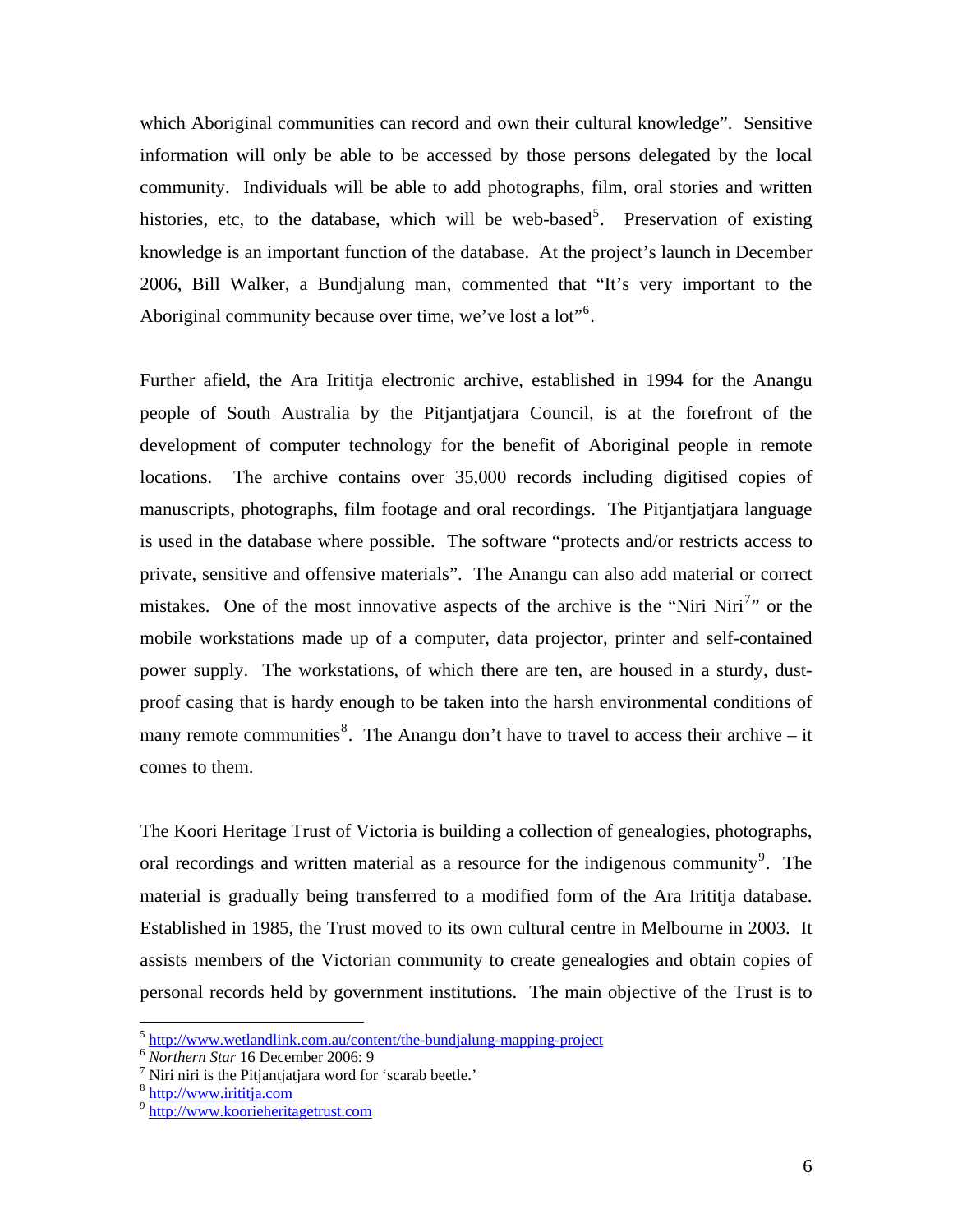which Aboriginal communities can record and own their cultural knowledge". Sensitive information will only be able to be accessed by those persons delegated by the local community. Individuals will be able to add photographs, film, oral stories and written histories, etc, to the database, which will be web-based[5]. Preservation of existing knowledge is an important function of the database. At the project's launch in December 2006, Bill Walker, a Bundjalung man, commented that "It's very important to the Aboriginal community because over time, we've lost a lot"[6].

Further afield, the Ara Irititja electronic archive, established in 1994 for the Anangu people of South Australia by the Pitjantjatjara Council, is at the forefront of the development of computer technology for the benefit of Aboriginal people in remote locations. The archive contains over 35,000 records including digitised copies of manuscripts, photographs, film footage and oral recordings. The Pitjantjatjara language is used in the database where possible. The software "protects and/or restricts access to private, sensitive and offensive materials". The Anangu can also add material or correct mistakes. One of the most innovative aspects of the archive is the "Niri Niri[7]" or the mobile workstations made up of a computer, data projector, printer and self-contained power supply. The workstations, of which there are ten, are housed in a sturdy, dust-proof casing that is hardy enough to be taken into the harsh environmental conditions of many remote communities[8]. The Anangu don't have to travel to access their archive – it comes to them.

The Koori Heritage Trust of Victoria is building a collection of genealogies, photographs, oral recordings and written material as a resource for the indigenous community[9]. The material is gradually being transferred to a modified form of the Ara Irititja database. Established in 1985, the Trust moved to its own cultural centre in Melbourne in 2003. It assists members of the Victorian community to create genealogies and obtain copies of personal records held by government institutions. The main objective of the Trust is to

---

[5] http://www.wetlandlink.com.au/content/the-bundjalung-mapping-project

[6] *Northern Star* 16 December 2006: 9

[7] Niri niri is the Pitjantjatjara word for 'scarab beetle.'

[8] http://www.irititja.com

[9] http://www.koorieheritagetrust.com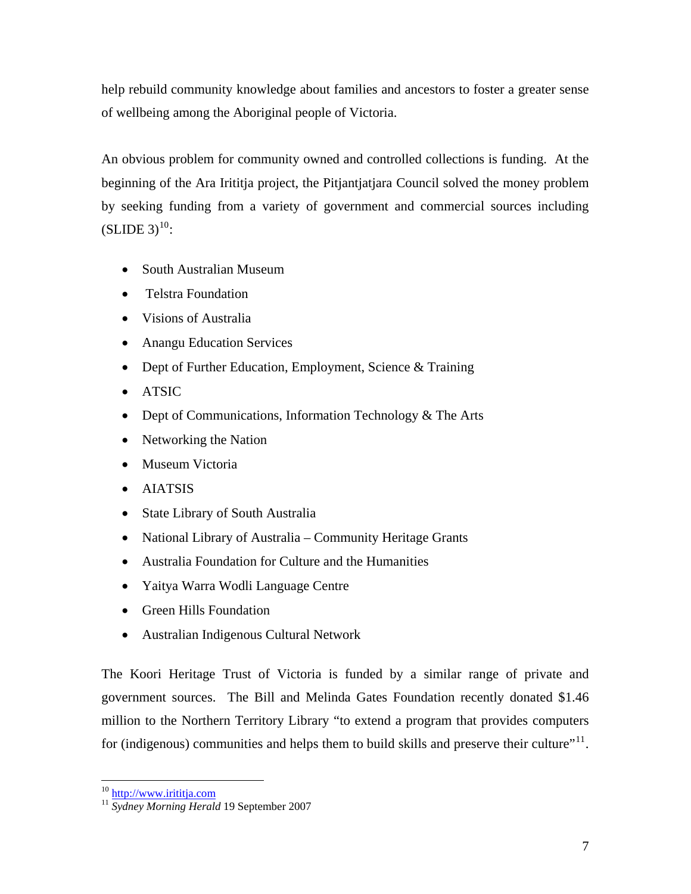help rebuild community knowledge about families and ancestors to foster a greater sense of wellbeing among the Aboriginal people of Victoria.

An obvious problem for community owned and controlled collections is funding. At the beginning of the Ara Irititja project, the Pitjantjatjara Council solved the money problem by seeking funding from a variety of government and commercial sources including (SLIDE 3)[10]:

- South Australian Museum
- Telstra Foundation
- Visions of Australia
- Anangu Education Services
- Dept of Further Education, Employment, Science & Training
- ATSIC
- Dept of Communications, Information Technology & The Arts
- Networking the Nation
- Museum Victoria
- AIATSIS
- State Library of South Australia
- National Library of Australia – Community Heritage Grants
- Australia Foundation for Culture and the Humanities
- Yaitya Warra Wodli Language Centre
- Green Hills Foundation
- Australian Indigenous Cultural Network

The Koori Heritage Trust of Victoria is funded by a similar range of private and government sources. The Bill and Melinda Gates Foundation recently donated $1.46 million to the Northern Territory Library "to extend a program that provides computers for (indigenous) communities and helps them to build skills and preserve their culture"[11].

---

[10] http://www.irititja.com

[11] *Sydney Morning Herald* 19 September 2007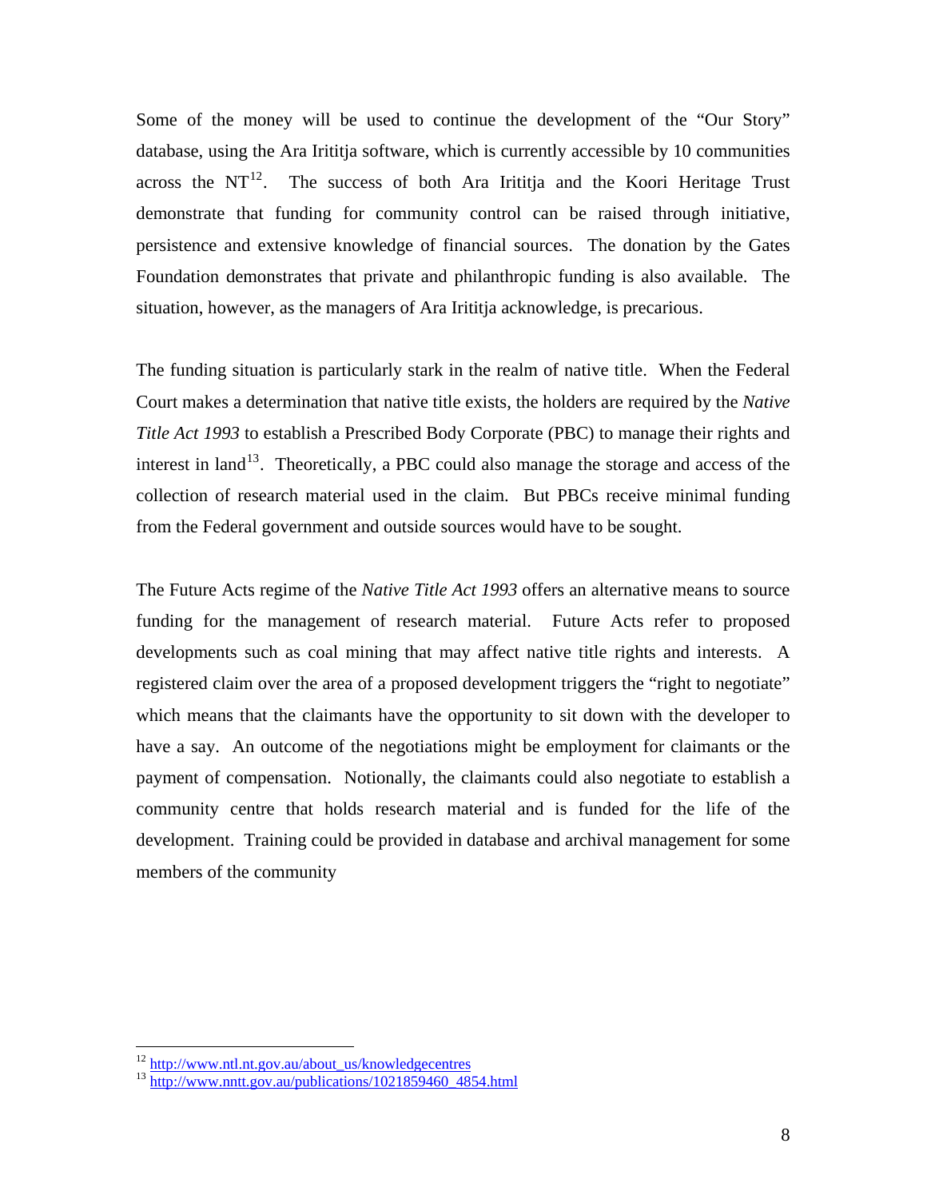Some of the money will be used to continue the development of the "Our Story" database, using the Ara Irititja software, which is currently accessible by 10 communities across the NT[12]. The success of both Ara Irititja and the Koori Heritage Trust demonstrate that funding for community control can be raised through initiative, persistence and extensive knowledge of financial sources. The donation by the Gates Foundation demonstrates that private and philanthropic funding is also available. The situation, however, as the managers of Ara Irititja acknowledge, is precarious.

The funding situation is particularly stark in the realm of native title. When the Federal Court makes a determination that native title exists, the holders are required by the *Native Title Act 1993* to establish a Prescribed Body Corporate (PBC) to manage their rights and interest in land[13]. Theoretically, a PBC could also manage the storage and access of the collection of research material used in the claim. But PBCs receive minimal funding from the Federal government and outside sources would have to be sought.

The Future Acts regime of the *Native Title Act 1993* offers an alternative means to source funding for the management of research material. Future Acts refer to proposed developments such as coal mining that may affect native title rights and interests. A registered claim over the area of a proposed development triggers the "right to negotiate" which means that the claimants have the opportunity to sit down with the developer to have a say. An outcome of the negotiations might be employment for claimants or the payment of compensation. Notionally, the claimants could also negotiate to establish a community centre that holds research material and is funded for the life of the development. Training could be provided in database and archival management for some members of the community

---

[12] http://www.ntl.nt.gov.au/about_us/knowledgecentres

[13] http://www.nntt.gov.au/publications/1021859460_4854.html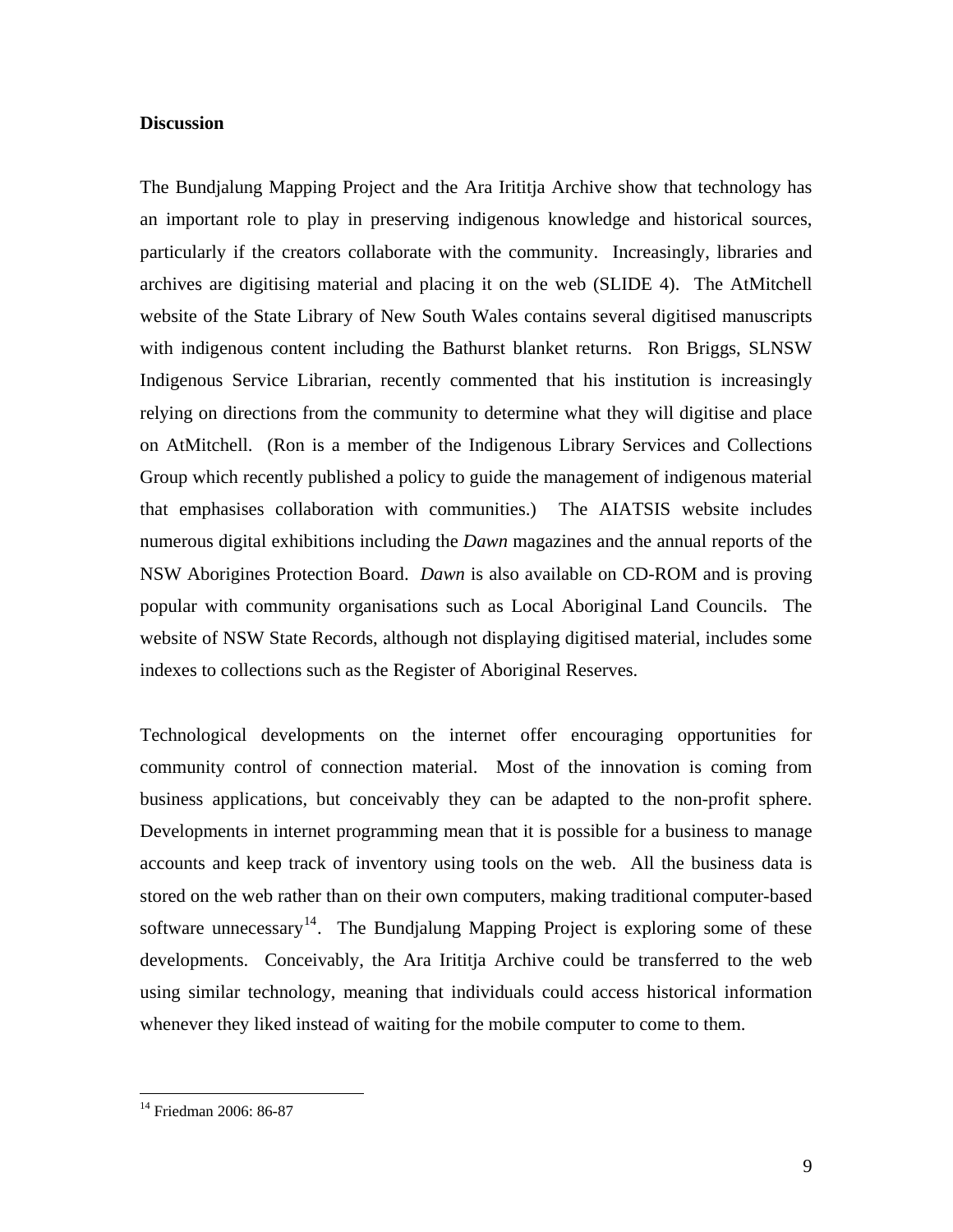**Discussion**

The Bundjalung Mapping Project and the Ara Irititja Archive show that technology has an important role to play in preserving indigenous knowledge and historical sources, particularly if the creators collaborate with the community. Increasingly, libraries and archives are digitising material and placing it on the web (SLIDE 4). The AtMitchell website of the State Library of New South Wales contains several digitised manuscripts with indigenous content including the Bathurst blanket returns. Ron Briggs, SLNSW Indigenous Service Librarian, recently commented that his institution is increasingly relying on directions from the community to determine what they will digitise and place on AtMitchell. (Ron is a member of the Indigenous Library Services and Collections Group which recently published a policy to guide the management of indigenous material that emphasises collaboration with communities.) The AIATSIS website includes numerous digital exhibitions including the *Dawn* magazines and the annual reports of the NSW Aborigines Protection Board. *Dawn* is also available on CD-ROM and is proving popular with community organisations such as Local Aboriginal Land Councils. The website of NSW State Records, although not displaying digitised material, includes some indexes to collections such as the Register of Aboriginal Reserves.

Technological developments on the internet offer encouraging opportunities for community control of connection material. Most of the innovation is coming from business applications, but conceivably they can be adapted to the non-profit sphere. Developments in internet programming mean that it is possible for a business to manage accounts and keep track of inventory using tools on the web. All the business data is stored on the web rather than on their own computers, making traditional computer-based software unnecessary[14]. The Bundjalung Mapping Project is exploring some of these developments. Conceivably, the Ara Irititja Archive could be transferred to the web using similar technology, meaning that individuals could access historical information whenever they liked instead of waiting for the mobile computer to come to them.

---

[14] Friedman 2006: 86-87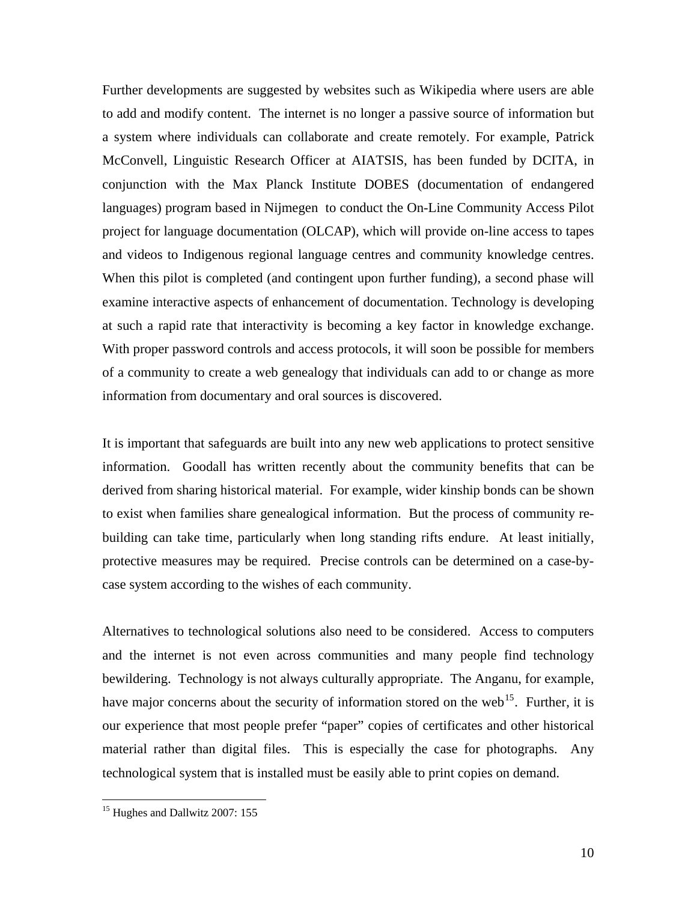Further developments are suggested by websites such as Wikipedia where users are able to add and modify content. The internet is no longer a passive source of information but a system where individuals can collaborate and create remotely. For example, Patrick McConvell, Linguistic Research Officer at AIATSIS, has been funded by DCITA, in conjunction with the Max Planck Institute DOBES (documentation of endangered languages) program based in Nijmegen to conduct the On-Line Community Access Pilot project for language documentation (OLCAP), which will provide on-line access to tapes and videos to Indigenous regional language centres and community knowledge centres. When this pilot is completed (and contingent upon further funding), a second phase will examine interactive aspects of enhancement of documentation. Technology is developing at such a rapid rate that interactivity is becoming a key factor in knowledge exchange. With proper password controls and access protocols, it will soon be possible for members of a community to create a web genealogy that individuals can add to or change as more information from documentary and oral sources is discovered.

It is important that safeguards are built into any new web applications to protect sensitive information. Goodall has written recently about the community benefits that can be derived from sharing historical material. For example, wider kinship bonds can be shown to exist when families share genealogical information. But the process of community re-building can take time, particularly when long standing rifts endure. At least initially, protective measures may be required. Precise controls can be determined on a case-by-case system according to the wishes of each community.

Alternatives to technological solutions also need to be considered. Access to computers and the internet is not even across communities and many people find technology bewildering. Technology is not always culturally appropriate. The Anganu, for example, have major concerns about the security of information stored on the web[15]. Further, it is our experience that most people prefer "paper" copies of certificates and other historical material rather than digital files. This is especially the case for photographs. Any technological system that is installed must be easily able to print copies on demand.

---

[15] Hughes and Dallwitz 2007: 155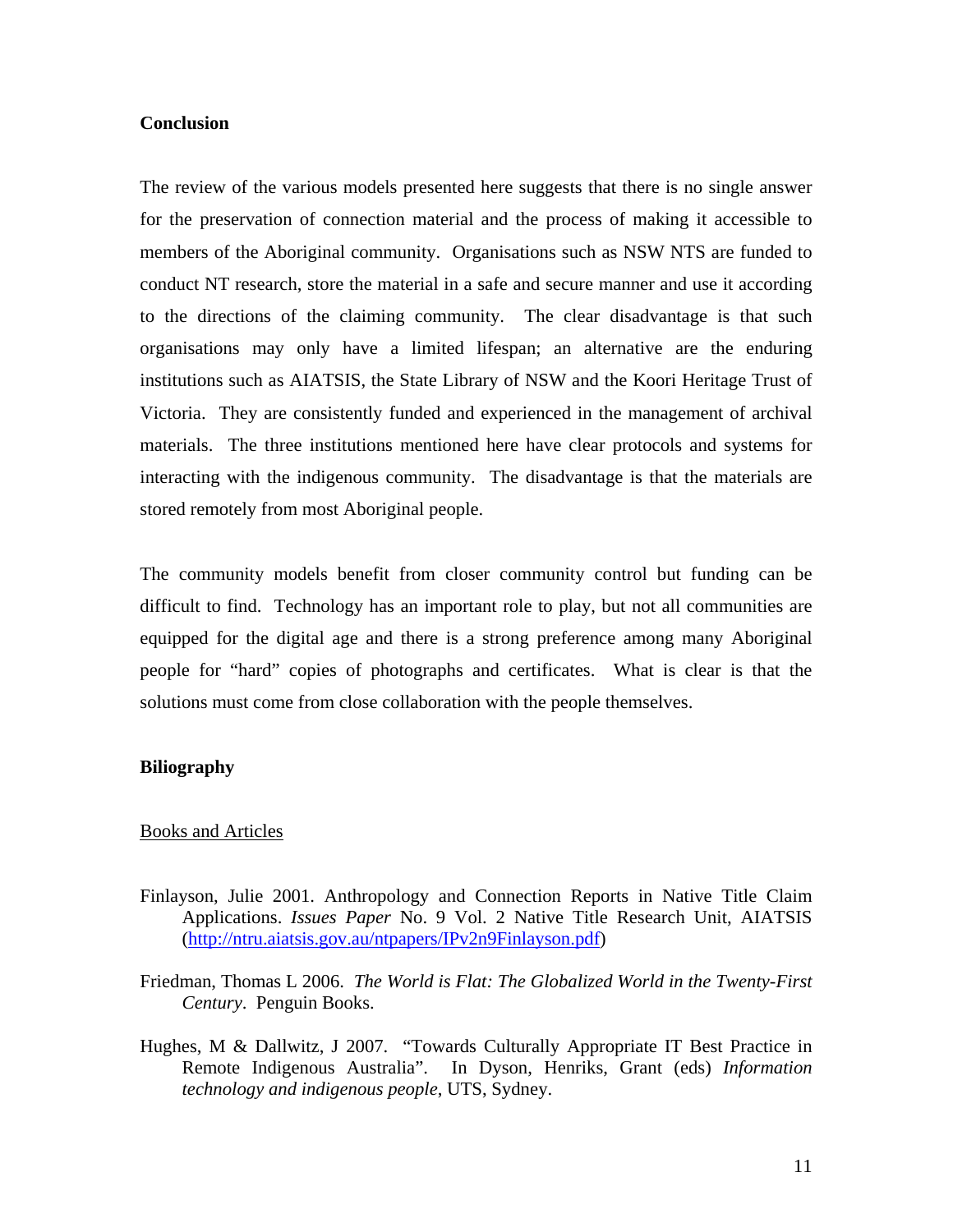**Conclusion**

The review of the various models presented here suggests that there is no single answer for the preservation of connection material and the process of making it accessible to members of the Aboriginal community. Organisations such as NSW NTS are funded to conduct NT research, store the material in a safe and secure manner and use it according to the directions of the claiming community. The clear disadvantage is that such organisations may only have a limited lifespan; an alternative are the enduring institutions such as AIATSIS, the State Library of NSW and the Koori Heritage Trust of Victoria. They are consistently funded and experienced in the management of archival materials. The three institutions mentioned here have clear protocols and systems for interacting with the indigenous community. The disadvantage is that the materials are stored remotely from most Aboriginal people.

The community models benefit from closer community control but funding can be difficult to find. Technology has an important role to play, but not all communities are equipped for the digital age and there is a strong preference among many Aboriginal people for "hard" copies of photographs and certificates. What is clear is that the solutions must come from close collaboration with the people themselves.

**Biliography**

Books and Articles

Finlayson, Julie 2001. Anthropology and Connection Reports in Native Title Claim Applications. *Issues Paper* No. 9 Vol. 2 Native Title Research Unit, AIATSIS (http://ntru.aiatsis.gov.au/ntpapers/IPv2n9Finlayson.pdf)

Friedman, Thomas L 2006. *The World is Flat: The Globalized World in the Twenty-First Century*. Penguin Books.

Hughes, M & Dallwitz, J 2007. "Towards Culturally Appropriate IT Best Practice in Remote Indigenous Australia". In Dyson, Henriks, Grant (eds) *Information technology and indigenous people*, UTS, Sydney.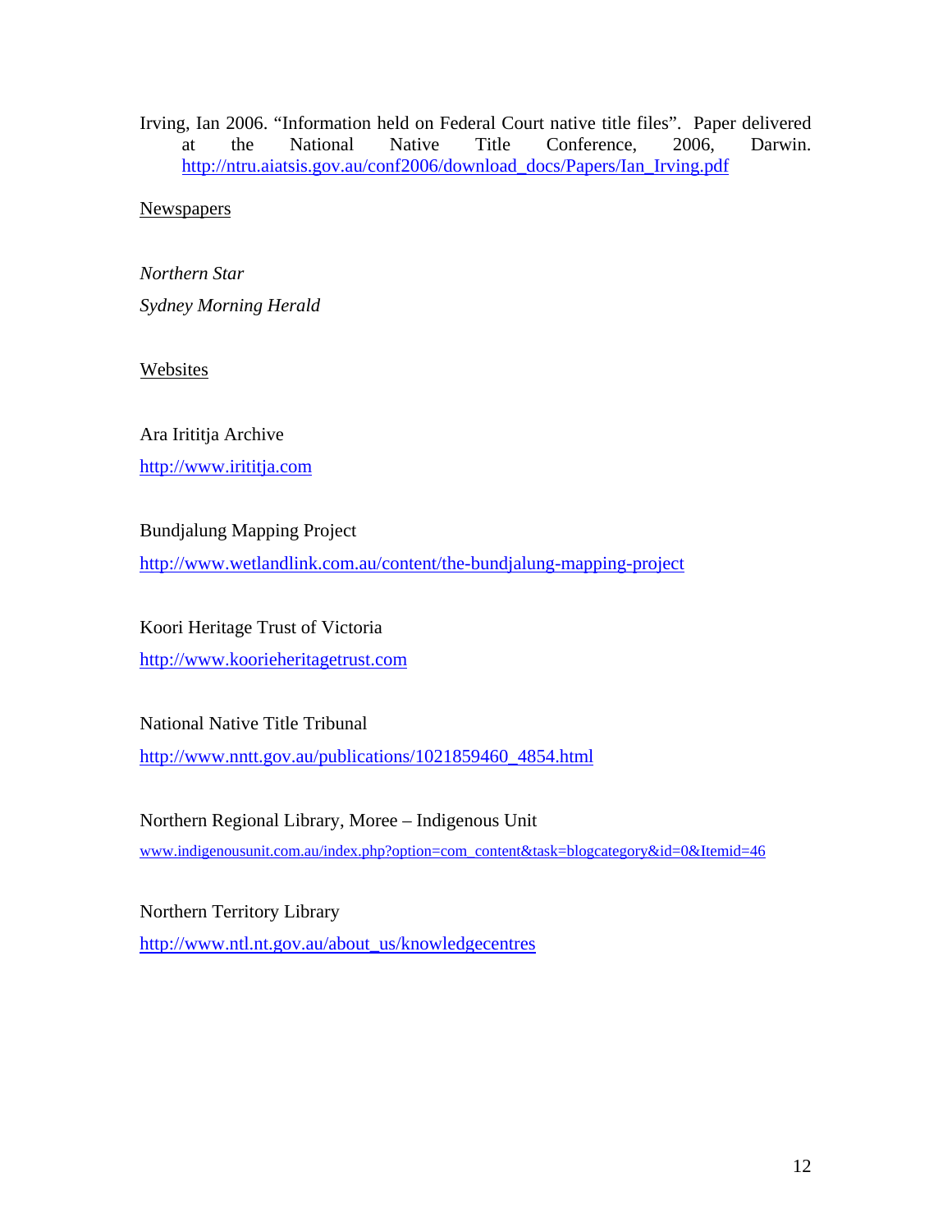Irving, Ian 2006. "Information held on Federal Court native title files". Paper delivered at the National Native Title Conference, 2006, Darwin. http://ntru.aiatsis.gov.au/conf2006/download_docs/Papers/Ian_Irving.pdf

Newspapers

*Northern Star*

*Sydney Morning Herald*

Websites

Ara Irititja Archive

http://www.irititja.com

Bundjalung Mapping Project

http://www.wetlandlink.com.au/content/the-bundjalung-mapping-project

Koori Heritage Trust of Victoria

http://www.koorieheritagetrust.com

National Native Title Tribunal

http://www.nntt.gov.au/publications/1021859460_4854.html

Northern Regional Library, Moree – Indigenous Unit

www.indigenousunit.com.au/index.php?option=com_content&task=blogcategory&id=0&Itemid=46

Northern Territory Library

http://www.ntl.nt.gov.au/about_us/knowledgecentres